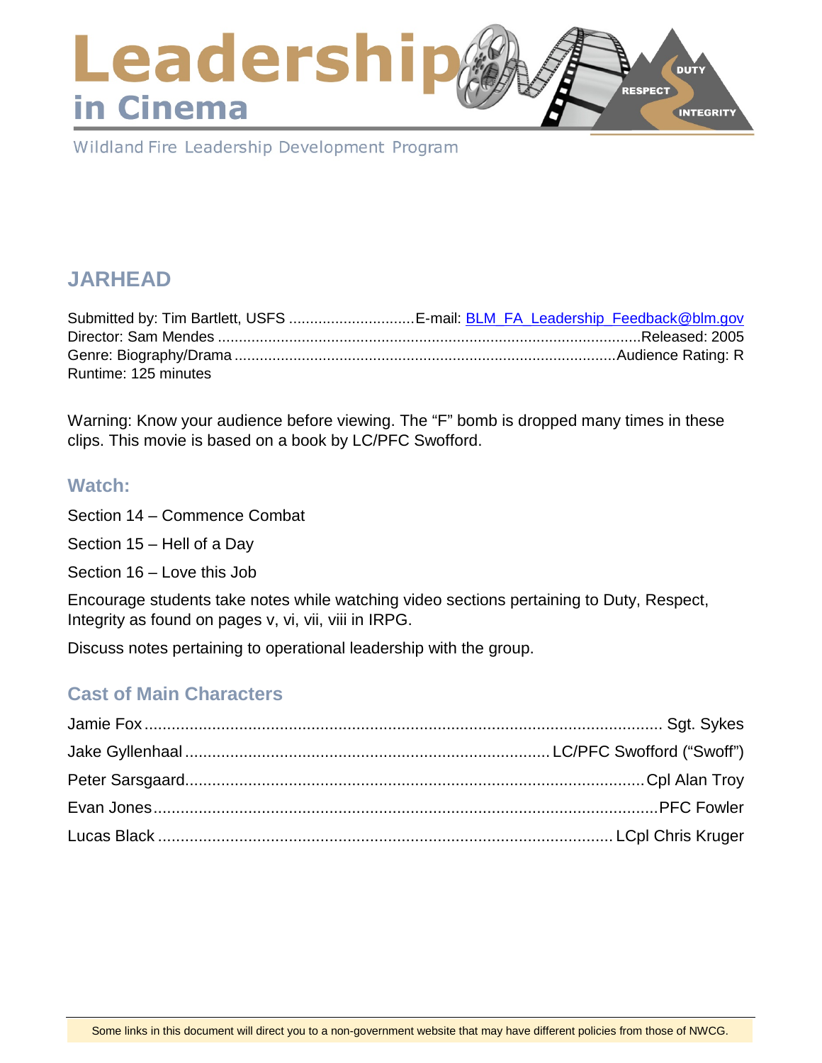# Leadership in Cinema

Wildland Fire Leadership Development Program

## JARHEAD

Submitted by: Tim Bartlett, USFS ............................. E-mail: [BLM_FA_Leadership_Feedback@blm.gov](mailto:BLM_FA_Leadership_Feedback@blm.gov)
Director: Sam Mendes ..................................................... Released: 2005
Genre: Biography/Drama ..................................................... Audience Rating: R
Runtime: 125 minutes

Warning: Know your audience before viewing. The "F" bomb is dropped many times in these clips. This movie is based on a book by LC/PFC Swofford.

### Watch:

Section 14 – Commence Combat

Section 15 – Hell of a Day

Section 16 – Love this Job

Encourage students take notes while watching video sections pertaining to Duty, Respect, Integrity as found on pages v, vi, vii, viii in IRPG.

Discuss notes pertaining to operational leadership with the group.

### Cast of Main Characters

Jamie Fox ..................................................... Sgt. Sykes
Jake Gyllenhaal ..................................................... LC/PFC Swofford ("Swoff")
Peter Sarsgaard ..................................................... Cpl Alan Troy
Evan Jones ..................................................... PFC Fowler
Lucas Black ..................................................... LCpl Chris Kruger

Some links in this document will direct you to a non-government website that may have different policies from those of NWCG.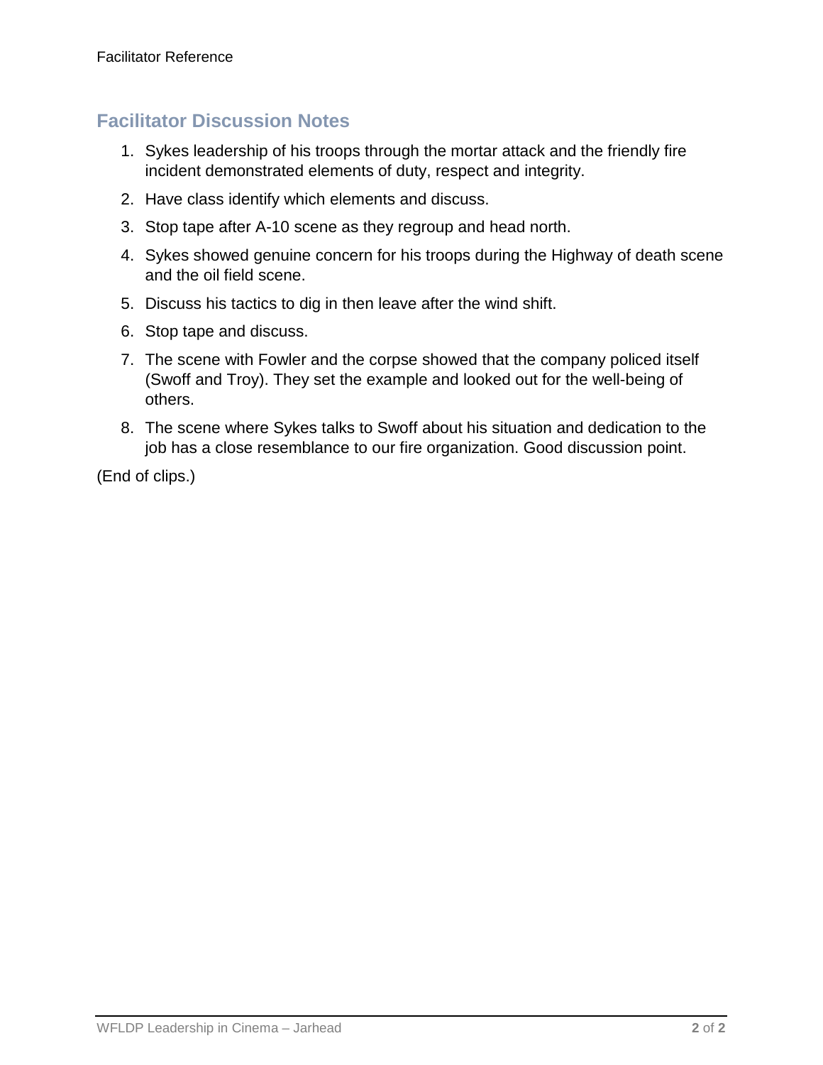## Facilitator Discussion Notes

1. Sykes leadership of his troops through the mortar attack and the friendly fire incident demonstrated elements of duty, respect and integrity.
2. Have class identify which elements and discuss.
3. Stop tape after A-10 scene as they regroup and head north.
4. Sykes showed genuine concern for his troops during the Highway of death scene and the oil field scene.
5. Discuss his tactics to dig in then leave after the wind shift.
6. Stop tape and discuss.
7. The scene with Fowler and the corpse showed that the company policed itself (Swoff and Troy). They set the example and looked out for the well-being of others.
8. The scene where Sykes talks to Swoff about his situation and dedication to the job has a close resemblance to our fire organization. Good discussion point.

(End of clips.)